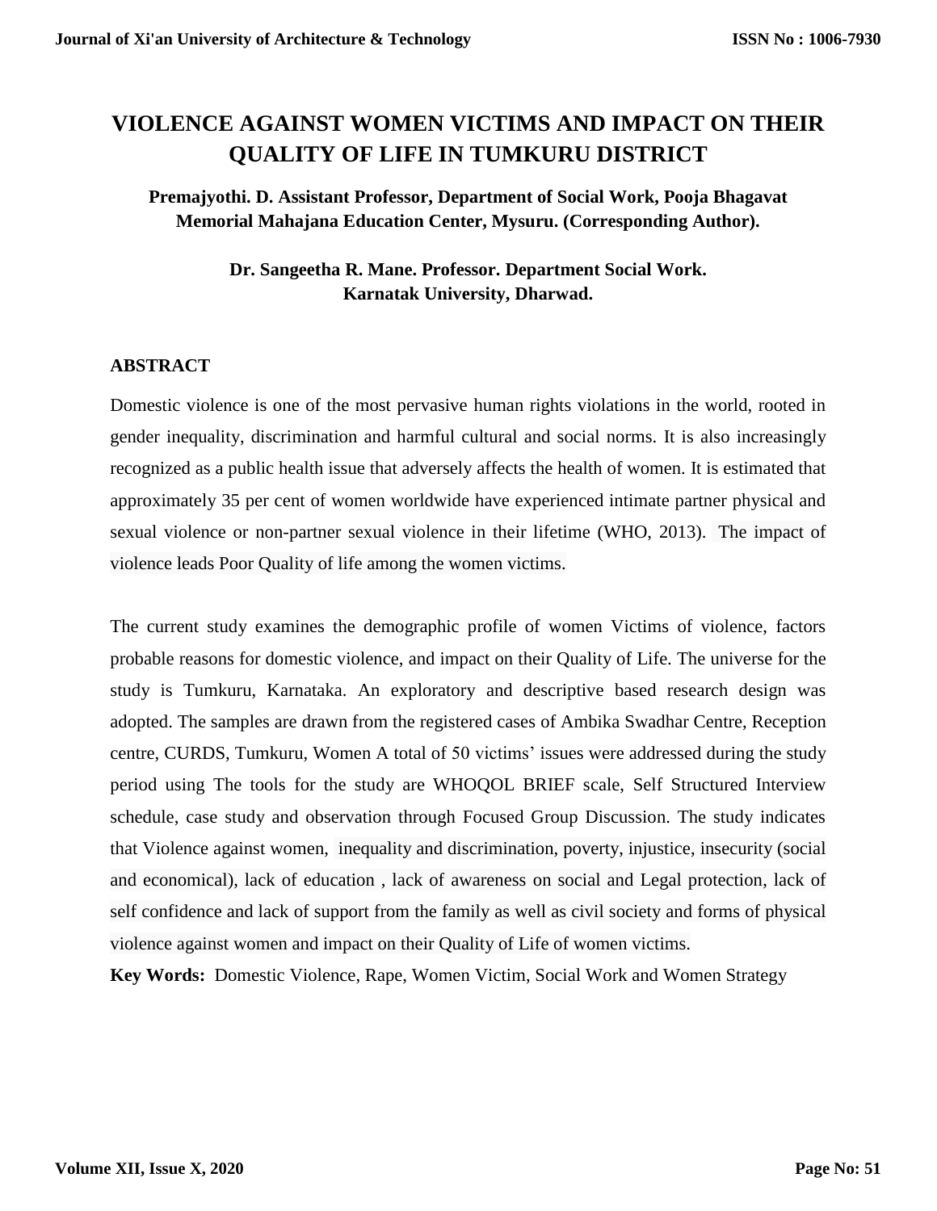# VIOLENCE AGAINST WOMEN VICTIMS AND IMPACT ON THEIR QUALITY OF LIFE IN TUMKURU DISTRICT

**Premajyothi. D. Assistant Professor, Department of Social Work, Pooja Bhagavat Memorial Mahajana Education Center, Mysuru. (Corresponding Author).**

**Dr. Sangeetha R. Mane. Professor. Department Social Work. Karnatak University, Dharwad.**

## ABSTRACT

Domestic violence is one of the most pervasive human rights violations in the world, rooted in gender inequality, discrimination and harmful cultural and social norms. It is also increasingly recognized as a public health issue that adversely affects the health of women. It is estimated that approximately 35 per cent of women worldwide have experienced intimate partner physical and sexual violence or non-partner sexual violence in their lifetime (WHO, 2013). The impact of violence leads Poor Quality of life among the women victims.

The current study examines the demographic profile of women Victims of violence, factors probable reasons for domestic violence, and impact on their Quality of Life. The universe for the study is Tumkuru, Karnataka. An exploratory and descriptive based research design was adopted. The samples are drawn from the registered cases of Ambika Swadhar Centre, Reception centre, CURDS, Tumkuru, Women A total of 50 victims' issues were addressed during the study period using The tools for the study are WHOQOL BRIEF scale, Self Structured Interview schedule, case study and observation through Focused Group Discussion. The study indicates that Violence against women, inequality and discrimination, poverty, injustice, insecurity (social and economical), lack of education , lack of awareness on social and Legal protection, lack of self confidence and lack of support from the family as well as civil society and forms of physical violence against women and impact on their Quality of Life of women victims.

**Key Words:** Domestic Violence, Rape, Women Victim, Social Work and Women Strategy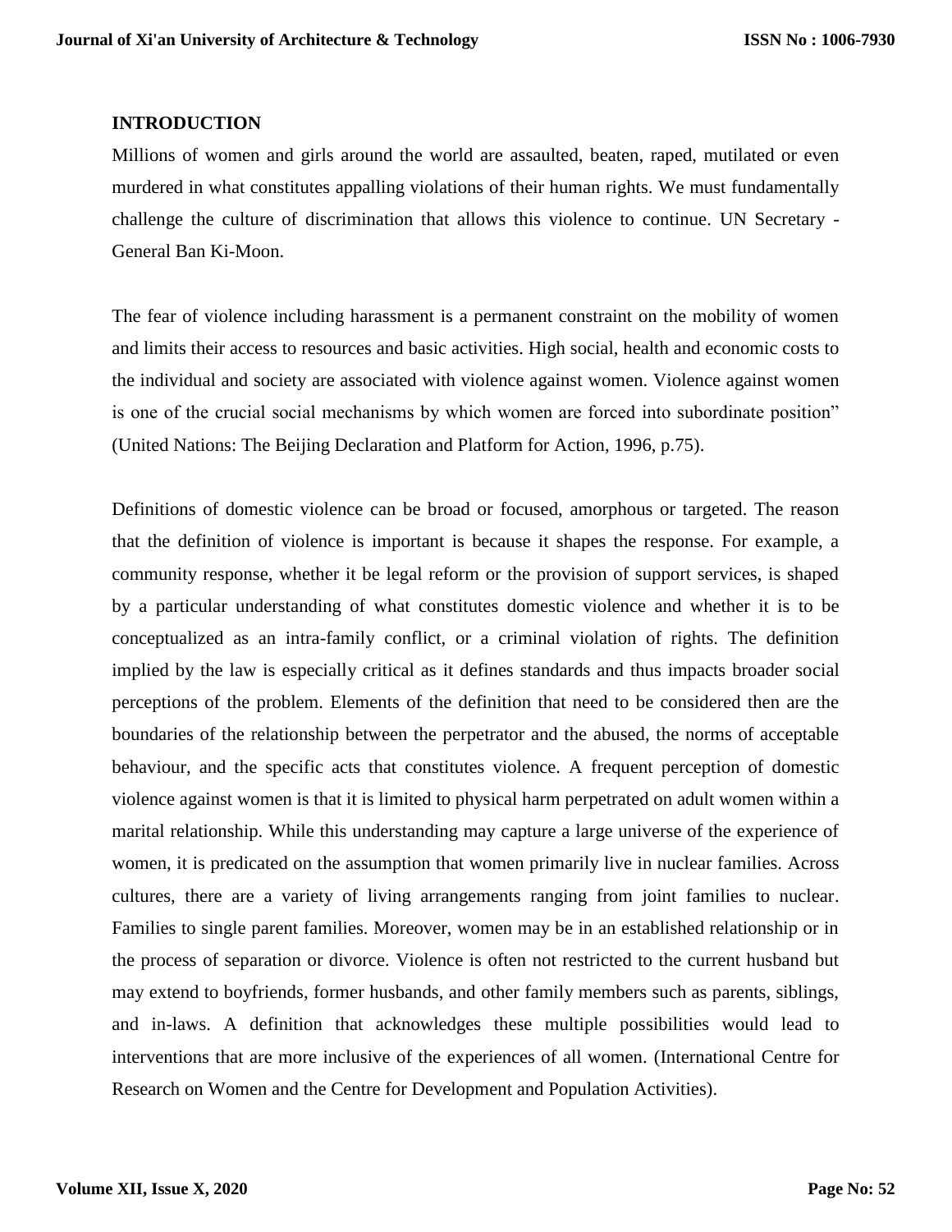## INTRODUCTION

Millions of women and girls around the world are assaulted, beaten, raped, mutilated or even murdered in what constitutes appalling violations of their human rights. We must fundamentally challenge the culture of discrimination that allows this violence to continue. UN Secretary - General Ban Ki-Moon.

The fear of violence including harassment is a permanent constraint on the mobility of women and limits their access to resources and basic activities. High social, health and economic costs to the individual and society are associated with violence against women. Violence against women is one of the crucial social mechanisms by which women are forced into subordinate position" (United Nations: The Beijing Declaration and Platform for Action, 1996, p.75).

Definitions of domestic violence can be broad or focused, amorphous or targeted. The reason that the definition of violence is important is because it shapes the response. For example, a community response, whether it be legal reform or the provision of support services, is shaped by a particular understanding of what constitutes domestic violence and whether it is to be conceptualized as an intra-family conflict, or a criminal violation of rights. The definition implied by the law is especially critical as it defines standards and thus impacts broader social perceptions of the problem. Elements of the definition that need to be considered then are the boundaries of the relationship between the perpetrator and the abused, the norms of acceptable behaviour, and the specific acts that constitutes violence. A frequent perception of domestic violence against women is that it is limited to physical harm perpetrated on adult women within a marital relationship. While this understanding may capture a large universe of the experience of women, it is predicated on the assumption that women primarily live in nuclear families. Across cultures, there are a variety of living arrangements ranging from joint families to nuclear. Families to single parent families. Moreover, women may be in an established relationship or in the process of separation or divorce. Violence is often not restricted to the current husband but may extend to boyfriends, former husbands, and other family members such as parents, siblings, and in-laws. A definition that acknowledges these multiple possibilities would lead to interventions that are more inclusive of the experiences of all women. (International Centre for Research on Women and the Centre for Development and Population Activities).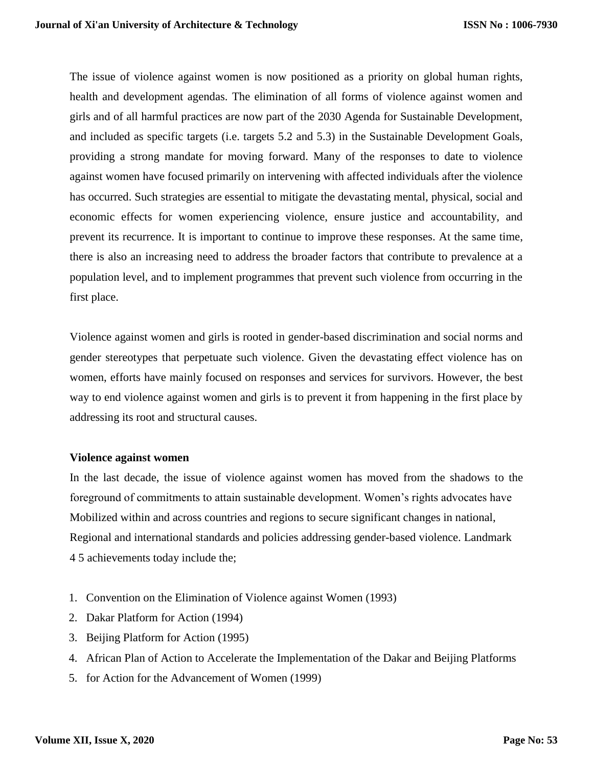The issue of violence against women is now positioned as a priority on global human rights, health and development agendas. The elimination of all forms of violence against women and girls and of all harmful practices are now part of the 2030 Agenda for Sustainable Development, and included as specific targets (i.e. targets 5.2 and 5.3) in the Sustainable Development Goals, providing a strong mandate for moving forward. Many of the responses to date to violence against women have focused primarily on intervening with affected individuals after the violence has occurred. Such strategies are essential to mitigate the devastating mental, physical, social and economic effects for women experiencing violence, ensure justice and accountability, and prevent its recurrence. It is important to continue to improve these responses. At the same time, there is also an increasing need to address the broader factors that contribute to prevalence at a population level, and to implement programmes that prevent such violence from occurring in the first place.

Violence against women and girls is rooted in gender-based discrimination and social norms and gender stereotypes that perpetuate such violence. Given the devastating effect violence has on women, efforts have mainly focused on responses and services for survivors. However, the best way to end violence against women and girls is to prevent it from happening in the first place by addressing its root and structural causes.

**Violence against women**

In the last decade, the issue of violence against women has moved from the shadows to the foreground of commitments to attain sustainable development. Women's rights advocates have Mobilized within and across countries and regions to secure significant changes in national, Regional and international standards and policies addressing gender-based violence. Landmark 4 5 achievements today include the;

1. Convention on the Elimination of Violence against Women (1993)
2. Dakar Platform for Action (1994)
3. Beijing Platform for Action (1995)
4. African Plan of Action to Accelerate the Implementation of the Dakar and Beijing Platforms
5. for Action for the Advancement of Women (1999)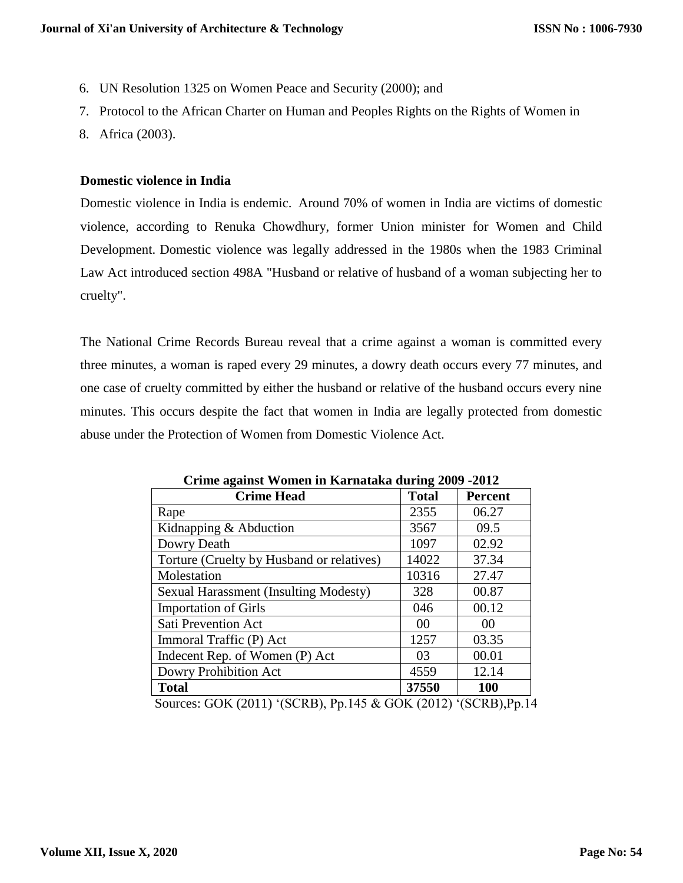6. UN Resolution 1325 on Women Peace and Security (2000); and
7. Protocol to the African Charter on Human and Peoples Rights on the Rights of Women in
8. Africa (2003).

**Domestic violence in India**

Domestic violence in India is endemic. Around 70% of women in India are victims of domestic violence, according to Renuka Chowdhury, former Union minister for Women and Child Development. Domestic violence was legally addressed in the 1980s when the 1983 Criminal Law Act introduced section 498A "Husband or relative of husband of a woman subjecting her to cruelty".

The National Crime Records Bureau reveal that a crime against a woman is committed every three minutes, a woman is raped every 29 minutes, a dowry death occurs every 77 minutes, and one case of cruelty committed by either the husband or relative of the husband occurs every nine minutes. This occurs despite the fact that women in India are legally protected from domestic abuse under the Protection of Women from Domestic Violence Act.

**Crime against Women in Karnataka during 2009 -2012**

| Crime Head | Total | Percent |
|---|---|---|
| Rape | 2355 | 06.27 |
| Kidnapping & Abduction | 3567 | 09.5 |
| Dowry Death | 1097 | 02.92 |
| Torture (Cruelty by Husband or relatives) | 14022 | 37.34 |
| Molestation | 10316 | 27.47 |
| Sexual Harassment (Insulting Modesty) | 328 | 00.87 |
| Importation of Girls | 046 | 00.12 |
| Sati Prevention Act | 00 | 00 |
| Immoral Traffic (P) Act | 1257 | 03.35 |
| Indecent Rep. of Women (P) Act | 03 | 00.01 |
| Dowry Prohibition Act | 4559 | 12.14 |
| **Total** | **37550** | **100** |

Sources: GOK (2011) '(SCRB), Pp.145 & GOK (2012) '(SCRB),Pp.14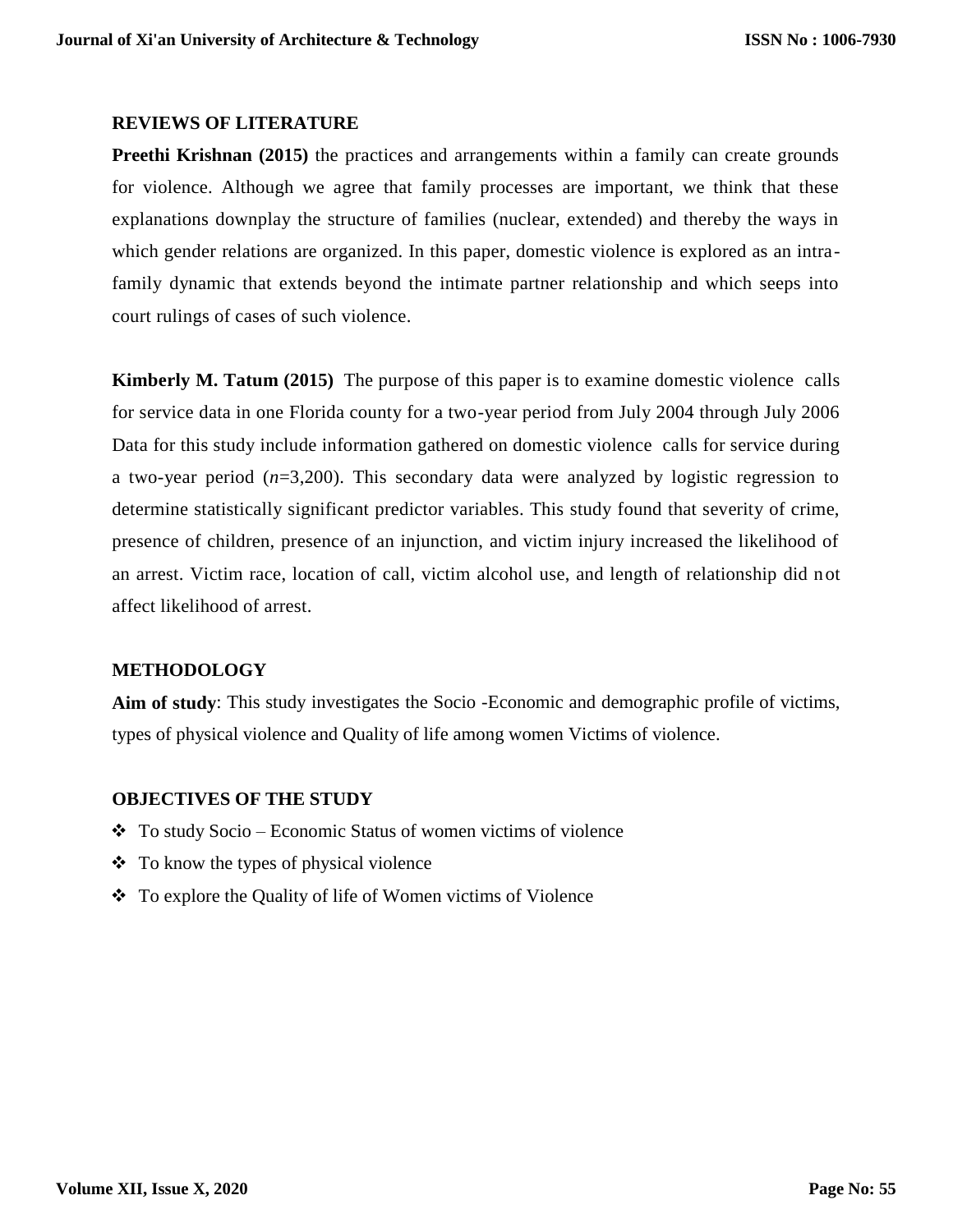## REVIEWS OF LITERATURE

**Preethi Krishnan (2015)** the practices and arrangements within a family can create grounds for violence. Although we agree that family processes are important, we think that these explanations downplay the structure of families (nuclear, extended) and thereby the ways in which gender relations are organized. In this paper, domestic violence is explored as an intra-family dynamic that extends beyond the intimate partner relationship and which seeps into court rulings of cases of such violence.

**Kimberly M. Tatum (2015)** The purpose of this paper is to examine domestic violence calls for service data in one Florida county for a two-year period from July 2004 through July 2006 Data for this study include information gathered on domestic violence calls for service during a two-year period ($n$=3,200). This secondary data were analyzed by logistic regression to determine statistically significant predictor variables. This study found that severity of crime, presence of children, presence of an injunction, and victim injury increased the likelihood of an arrest. Victim race, location of call, victim alcohol use, and length of relationship did not affect likelihood of arrest.

## METHODOLOGY

**Aim of study**: This study investigates the Socio -Economic and demographic profile of victims, types of physical violence and Quality of life among women Victims of violence.

## OBJECTIVES OF THE STUDY

- To study Socio – Economic Status of women victims of violence
- To know the types of physical violence
- To explore the Quality of life of Women victims of Violence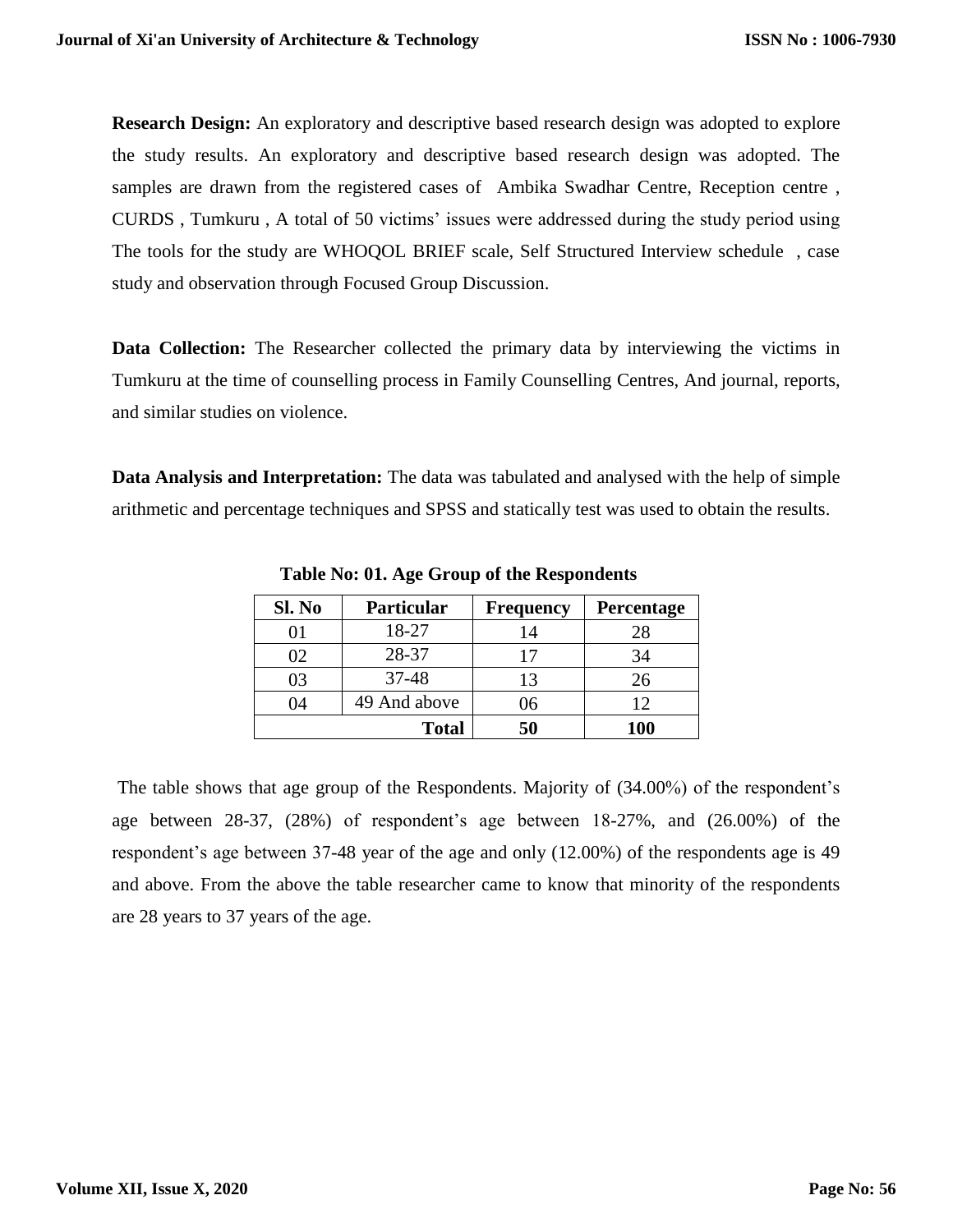**Research Design:** An exploratory and descriptive based research design was adopted to explore the study results. An exploratory and descriptive based research design was adopted. The samples are drawn from the registered cases of Ambika Swadhar Centre, Reception centre , CURDS , Tumkuru , A total of 50 victims' issues were addressed during the study period using The tools for the study are WHOQOL BRIEF scale, Self Structured Interview schedule , case study and observation through Focused Group Discussion.

**Data Collection:** The Researcher collected the primary data by interviewing the victims in Tumkuru at the time of counselling process in Family Counselling Centres, And journal, reports, and similar studies on violence.

**Data Analysis and Interpretation:** The data was tabulated and analysed with the help of simple arithmetic and percentage techniques and SPSS and statically test was used to obtain the results.

**Table No: 01. Age Group of the Respondents**

| Sl. No | Particular | Frequency | Percentage |
| --- | --- | --- | --- |
| 01 | 18-27 | 14 | 28 |
| 02 | 28-37 | 17 | 34 |
| 03 | 37-48 | 13 | 26 |
| 04 | 49 And above | 06 | 12 |
| | **Total** | **50** | **100** |

The table shows that age group of the Respondents. Majority of (34.00%) of the respondent's age between 28-37, (28%) of respondent's age between 18-27%, and (26.00%) of the respondent's age between 37-48 year of the age and only (12.00%) of the respondents age is 49 and above. From the above the table researcher came to know that minority of the respondents are 28 years to 37 years of the age.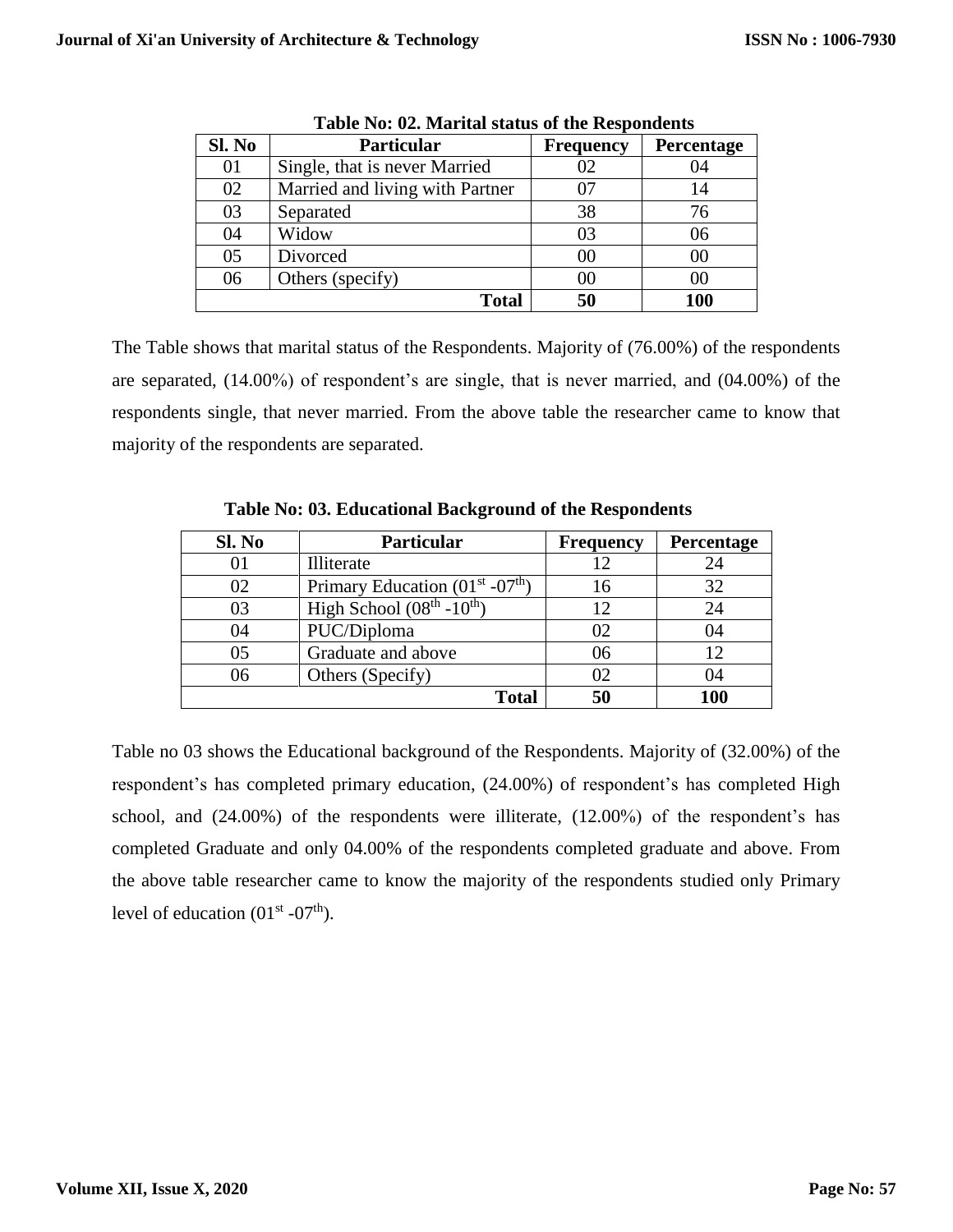**Table No: 02. Marital status of the Respondents**

| Sl. No | Particular | Frequency | Percentage |
| --- | --- | --- | --- |
| 01 | Single, that is never Married | 02 | 04 |
| 02 | Married and living with Partner | 07 | 14 |
| 03 | Separated | 38 | 76 |
| 04 | Widow | 03 | 06 |
| 05 | Divorced | 00 | 00 |
| 06 | Others (specify) | 00 | 00 |
| | **Total** | **50** | **100** |

The Table shows that marital status of the Respondents. Majority of (76.00%) of the respondents are separated, (14.00%) of respondent's are single, that is never married, and (04.00%) of the respondents single, that never married. From the above table the researcher came to know that majority of the respondents are separated.

**Table No: 03. Educational Background of the Respondents**

| Sl. No | Particular | Frequency | Percentage |
| --- | --- | --- | --- |
| 01 | Illiterate | 12 | 24 |
| 02 | Primary Education ($01^{st}$ -$07^{th}$) | 16 | 32 |
| 03 | High School ($08^{th}$ -$10^{th}$) | 12 | 24 |
| 04 | PUC/Diploma | 02 | 04 |
| 05 | Graduate and above | 06 | 12 |
| 06 | Others (Specify) | 02 | 04 |
| | **Total** | **50** | **100** |

Table no 03 shows the Educational background of the Respondents. Majority of (32.00%) of the respondent's has completed primary education, (24.00%) of respondent's has completed High school, and (24.00%) of the respondents were illiterate, (12.00%) of the respondent's has completed Graduate and only 04.00% of the respondents completed graduate and above. From the above table researcher came to know the majority of the respondents studied only Primary level of education ($01^{st}$ -$07^{th}$).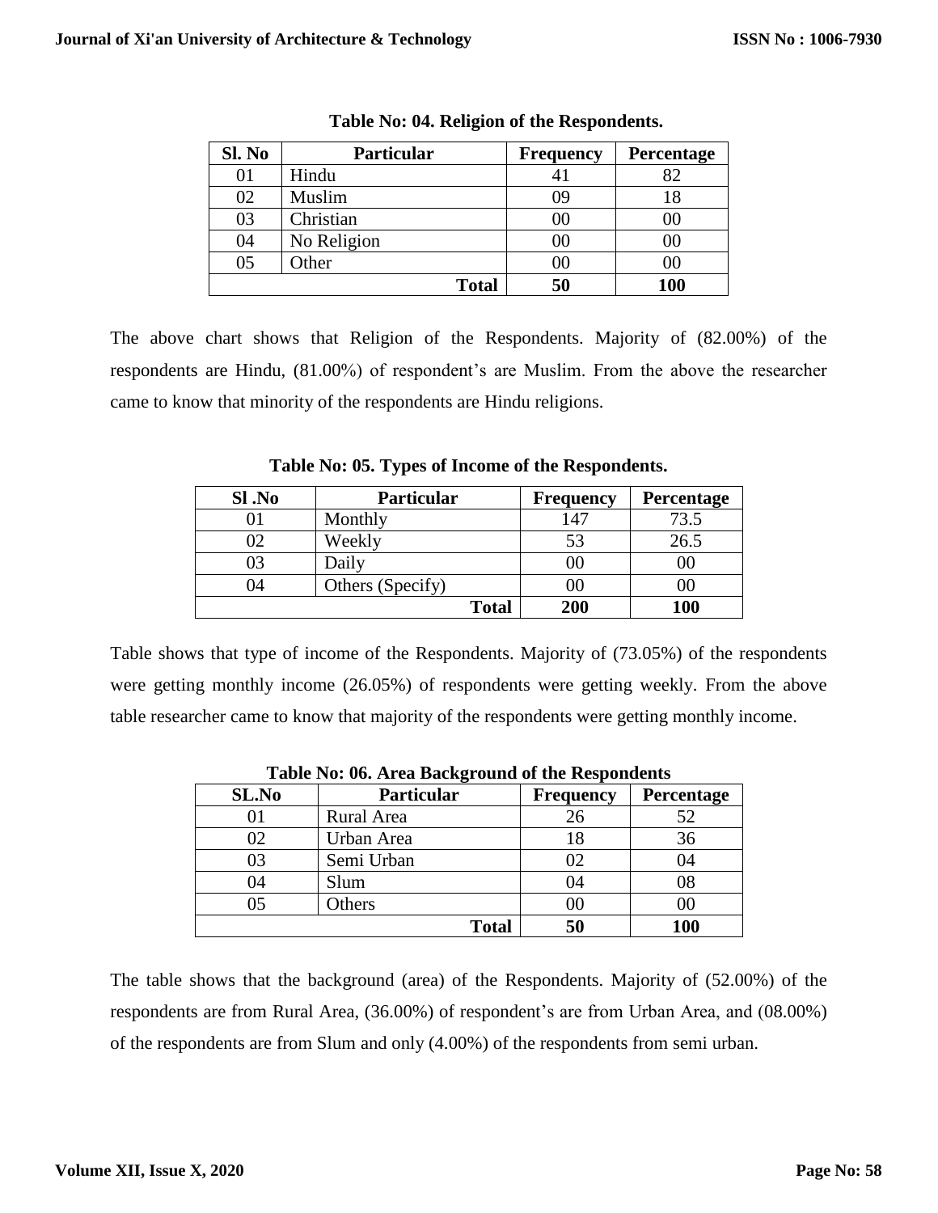**Table No: 04. Religion of the Respondents.**

| Sl. No | Particular | Frequency | Percentage |
|---|---|---|---|
| 01 | Hindu | 41 | 82 |
| 02 | Muslim | 09 | 18 |
| 03 | Christian | 00 | 00 |
| 04 | No Religion | 00 | 00 |
| 05 | Other | 00 | 00 |
| | **Total** | **50** | **100** |

The above chart shows that Religion of the Respondents. Majority of (82.00%) of the respondents are Hindu, (81.00%) of respondent's are Muslim. From the above the researcher came to know that minority of the respondents are Hindu religions.

**Table No: 05. Types of Income of the Respondents.**

| Sl .No | Particular | Frequency | Percentage |
|---|---|---|---|
| 01 | Monthly | 147 | 73.5 |
| 02 | Weekly | 53 | 26.5 |
| 03 | Daily | 00 | 00 |
| 04 | Others (Specify) | 00 | 00 |
| | **Total** | **200** | **100** |

Table shows that type of income of the Respondents. Majority of (73.05%) of the respondents were getting monthly income (26.05%) of respondents were getting weekly. From the above table researcher came to know that majority of the respondents were getting monthly income.

**Table No: 06. Area Background of the Respondents**

| SL.No | Particular | Frequency | Percentage |
|---|---|---|---|
| 01 | Rural Area | 26 | 52 |
| 02 | Urban Area | 18 | 36 |
| 03 | Semi Urban | 02 | 04 |
| 04 | Slum | 04 | 08 |
| 05 | Others | 00 | 00 |
| | **Total** | **50** | **100** |

The table shows that the background (area) of the Respondents. Majority of (52.00%) of the respondents are from Rural Area, (36.00%) of respondent's are from Urban Area, and (08.00%) of the respondents are from Slum and only (4.00%) of the respondents from semi urban.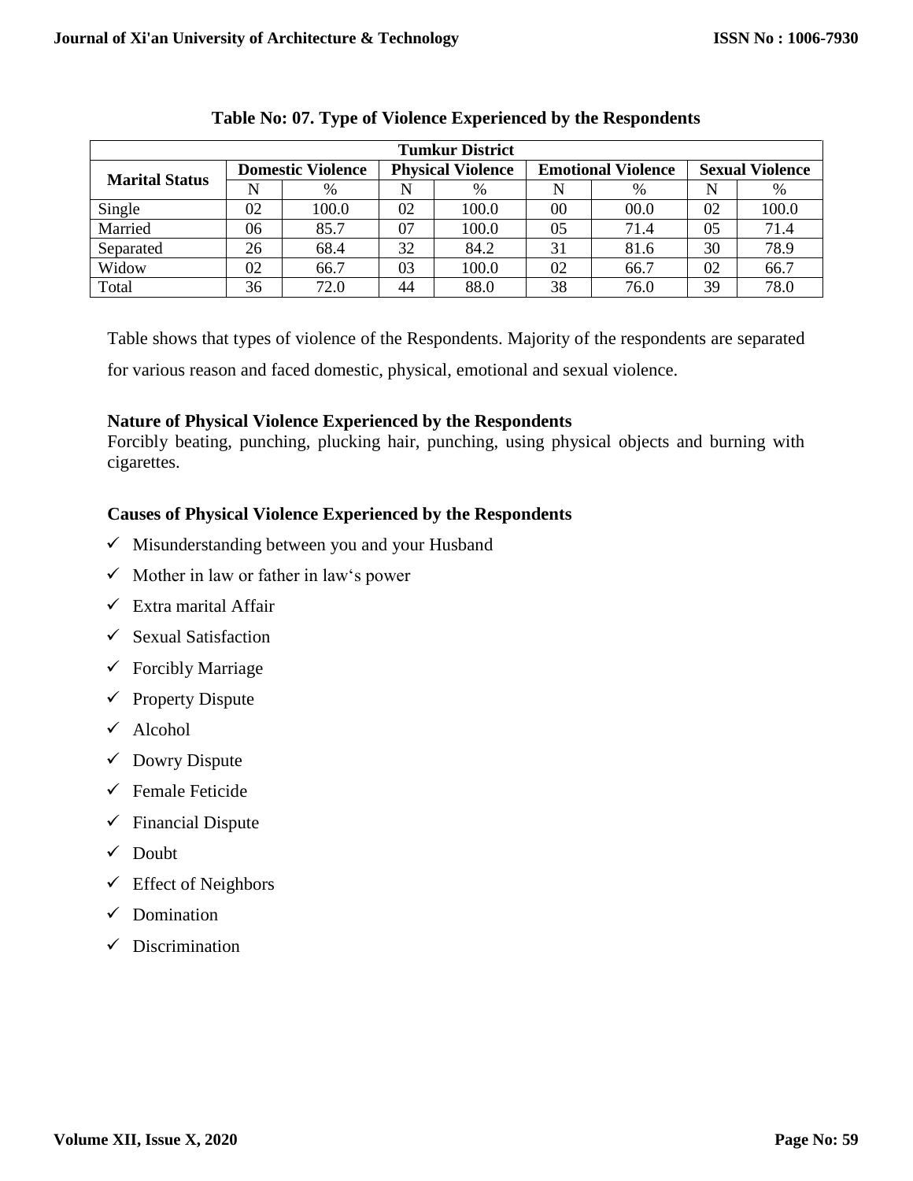**Table No: 07. Type of Violence Experienced by the Respondents**

| Tumkur District | | | | | | | | |
|---|---|---|---|---|---|---|---|---|
| Marital Status | Domestic Violence | | Physical Violence | | Emotional Violence | | Sexual Violence | |
| | N | % | N | % | N | % | N | % |
| Single | 02 | 100.0 | 02 | 100.0 | 00 | 00.0 | 02 | 100.0 |
| Married | 06 | 85.7 | 07 | 100.0 | 05 | 71.4 | 05 | 71.4 |
| Separated | 26 | 68.4 | 32 | 84.2 | 31 | 81.6 | 30 | 78.9 |
| Widow | 02 | 66.7 | 03 | 100.0 | 02 | 66.7 | 02 | 66.7 |
| Total | 36 | 72.0 | 44 | 88.0 | 38 | 76.0 | 39 | 78.0 |

Table shows that types of violence of the Respondents. Majority of the respondents are separated for various reason and faced domestic, physical, emotional and sexual violence.

**Nature of Physical Violence Experienced by the Respondents**

Forcibly beating, punching, plucking hair, punching, using physical objects and burning with cigarettes.

**Causes of Physical Violence Experienced by the Respondents**

- ✓ Misunderstanding between you and your Husband
- ✓ Mother in law or father in law's power
- ✓ Extra marital Affair
- ✓ Sexual Satisfaction
- ✓ Forcibly Marriage
- ✓ Property Dispute
- ✓ Alcohol
- ✓ Dowry Dispute
- ✓ Female Feticide
- ✓ Financial Dispute
- ✓ Doubt
- ✓ Effect of Neighbors
- ✓ Domination
- ✓ Discrimination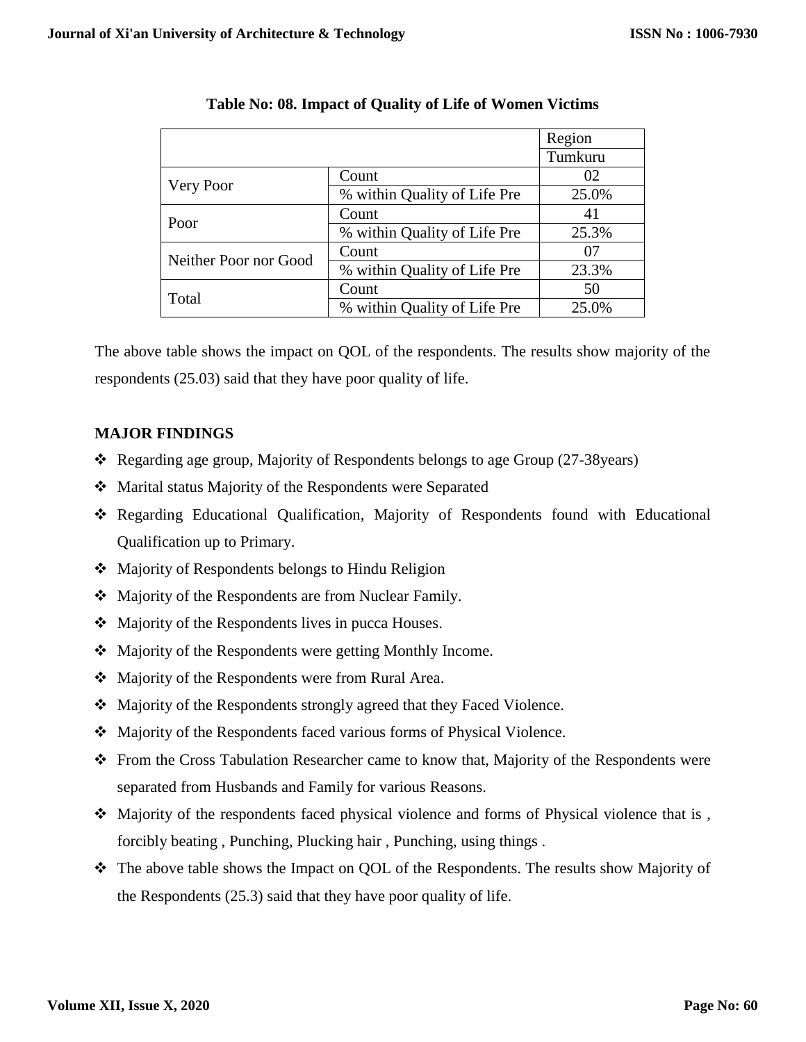**Table No: 08. Impact of Quality of Life of Women Victims**

| | | Region |
|---|---|---|
| | | Tumkuru |
| Very Poor | Count | 02 |
| | % within Quality of Life Pre | 25.0% |
| Poor | Count | 41 |
| | % within Quality of Life Pre | 25.3% |
| Neither Poor nor Good | Count | 07 |
| | % within Quality of Life Pre | 23.3% |
| Total | Count | 50 |
| | % within Quality of Life Pre | 25.0% |

The above table shows the impact on QOL of the respondents. The results show majority of the respondents (25.03) said that they have poor quality of life.

## MAJOR FINDINGS

- Regarding age group, Majority of Respondents belongs to age Group (27-38years)
- Marital status Majority of the Respondents were Separated
- Regarding Educational Qualification, Majority of Respondents found with Educational Qualification up to Primary.
- Majority of Respondents belongs to Hindu Religion
- Majority of the Respondents are from Nuclear Family.
- Majority of the Respondents lives in pucca Houses.
- Majority of the Respondents were getting Monthly Income.
- Majority of the Respondents were from Rural Area.
- Majority of the Respondents strongly agreed that they Faced Violence.
- Majority of the Respondents faced various forms of Physical Violence.
- From the Cross Tabulation Researcher came to know that, Majority of the Respondents were separated from Husbands and Family for various Reasons.
- Majority of the respondents faced physical violence and forms of Physical violence that is , forcibly beating , Punching, Plucking hair , Punching, using things .
- The above table shows the Impact on QOL of the Respondents. The results show Majority of the Respondents (25.3) said that they have poor quality of life.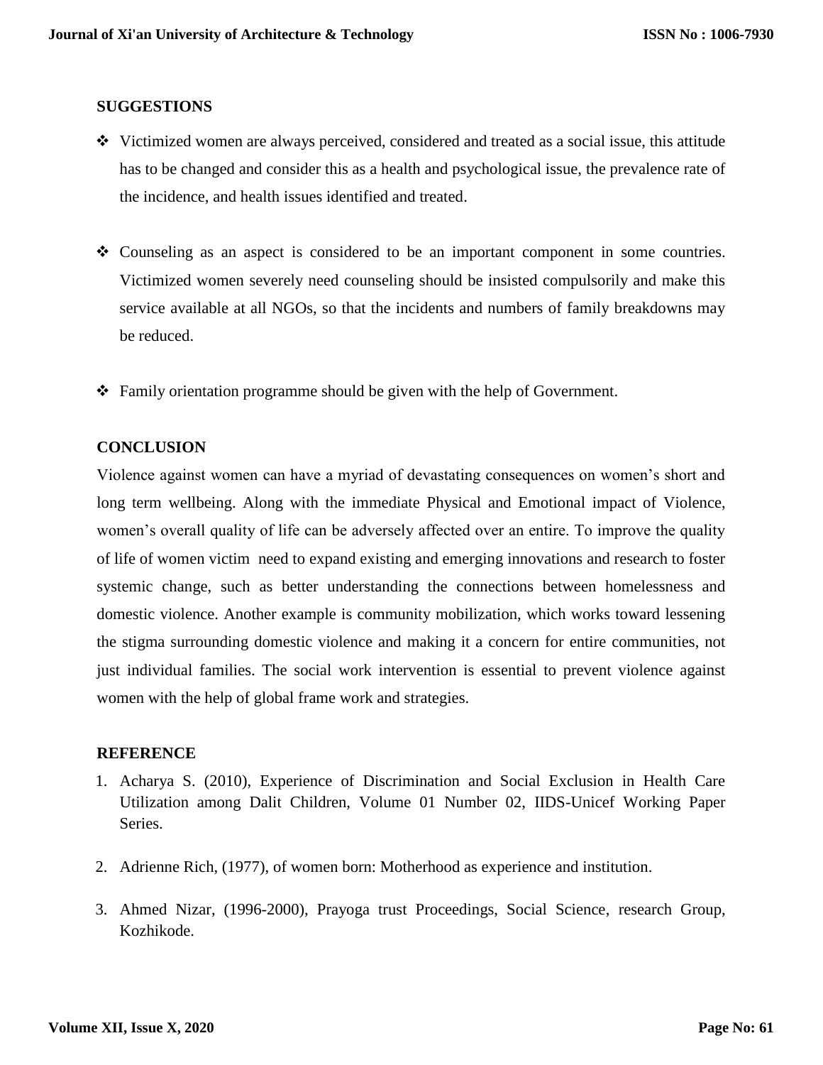## SUGGESTIONS

- Victimized women are always perceived, considered and treated as a social issue, this attitude has to be changed and consider this as a health and psychological issue, the prevalence rate of the incidence, and health issues identified and treated.

- Counseling as an aspect is considered to be an important component in some countries. Victimized women severely need counseling should be insisted compulsorily and make this service available at all NGOs, so that the incidents and numbers of family breakdowns may be reduced.

- Family orientation programme should be given with the help of Government.

## CONCLUSION

Violence against women can have a myriad of devastating consequences on women's short and long term wellbeing. Along with the immediate Physical and Emotional impact of Violence, women's overall quality of life can be adversely affected over an entire. To improve the quality of life of women victim need to expand existing and emerging innovations and research to foster systemic change, such as better understanding the connections between homelessness and domestic violence. Another example is community mobilization, which works toward lessening the stigma surrounding domestic violence and making it a concern for entire communities, not just individual families. The social work intervention is essential to prevent violence against women with the help of global frame work and strategies.

## REFERENCE

1. Acharya S. (2010), Experience of Discrimination and Social Exclusion in Health Care Utilization among Dalit Children, Volume 01 Number 02, IIDS-Unicef Working Paper Series.

2. Adrienne Rich, (1977), of women born: Motherhood as experience and institution.

3. Ahmed Nizar, (1996-2000), Prayoga trust Proceedings, Social Science, research Group, Kozhikode.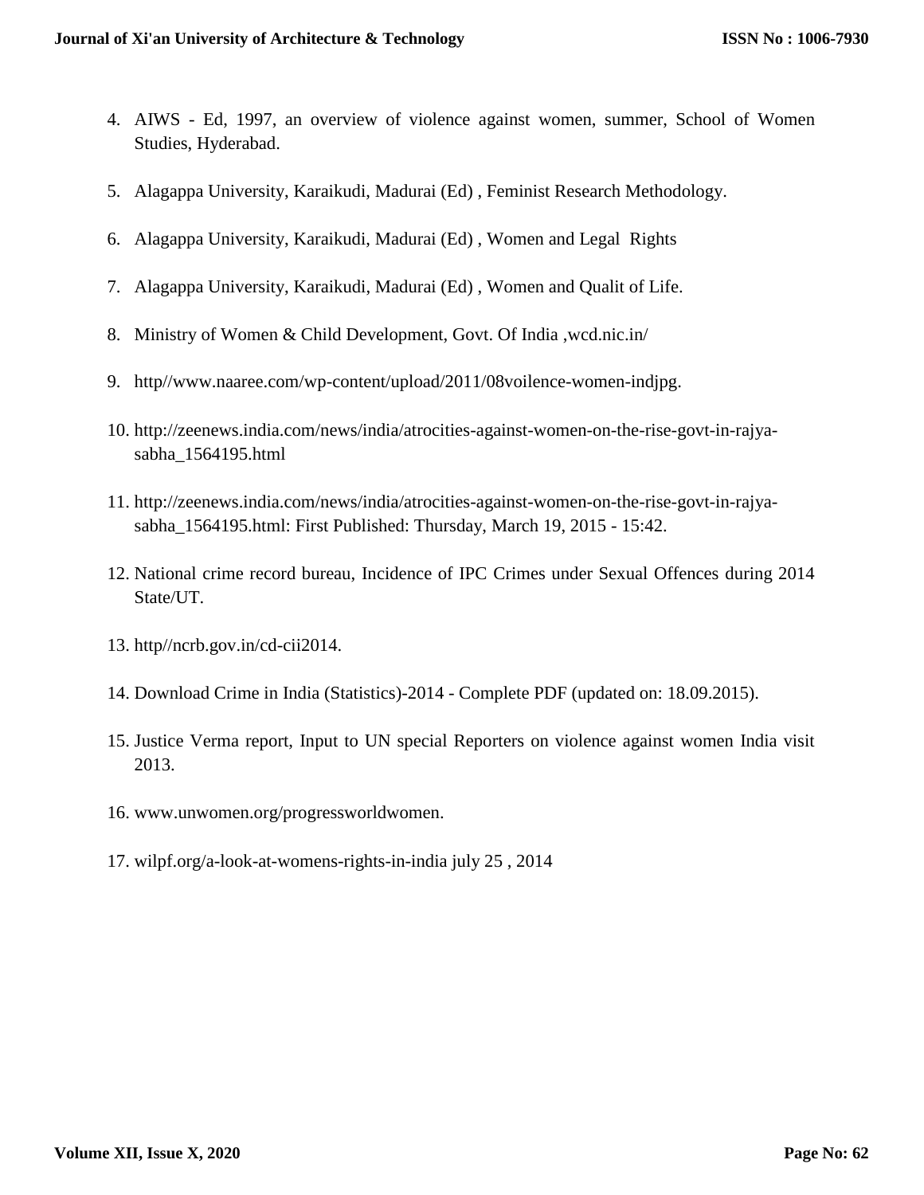4. AIWS - Ed, 1997, an overview of violence against women, summer, School of Women Studies, Hyderabad.

5. Alagappa University, Karaikudi, Madurai (Ed) , Feminist Research Methodology.

6. Alagappa University, Karaikudi, Madurai (Ed) , Women and Legal Rights

7. Alagappa University, Karaikudi, Madurai (Ed) , Women and Qualit of Life.

8. Ministry of Women & Child Development, Govt. Of India ,wcd.nic.in/

9. http//www.naaree.com/wp-content/upload/2011/08voilence-women-indjpg.

10. http://zeenews.india.com/news/india/atrocities-against-women-on-the-rise-govt-in-rajya-sabha_1564195.html

11. http://zeenews.india.com/news/india/atrocities-against-women-on-the-rise-govt-in-rajya-sabha_1564195.html: First Published: Thursday, March 19, 2015 - 15:42.

12. National crime record bureau, Incidence of IPC Crimes under Sexual Offences during 2014 State/UT.

13. http//ncrb.gov.in/cd-cii2014.

14. Download Crime in India (Statistics)-2014 - Complete PDF (updated on: 18.09.2015).

15. Justice Verma report, Input to UN special Reporters on violence against women India visit 2013.

16. www.unwomen.org/progressworldwomen.

17. wilpf.org/a-look-at-womens-rights-in-india july 25 , 2014